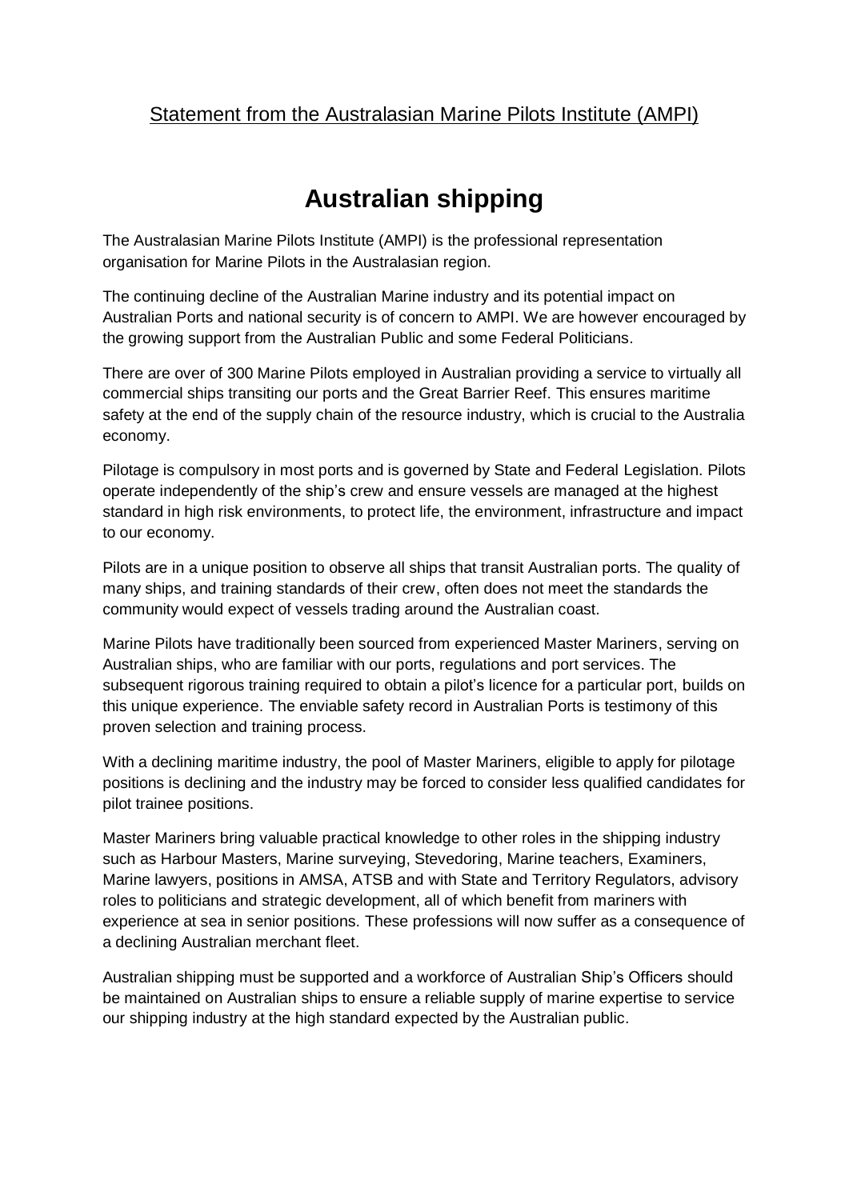Statement from the Australasian Marine Pilots Institute (AMPI)

# Australian shipping

The Australasian Marine Pilots Institute (AMPI) is the professional representation organisation for Marine Pilots in the Australasian region.

The continuing decline of the Australian Marine industry and its potential impact on Australian Ports and national security is of concern to AMPI. We are however encouraged by the growing support from the Australian Public and some Federal Politicians.

There are over of 300 Marine Pilots employed in Australian providing a service to virtually all commercial ships transiting our ports and the Great Barrier Reef. This ensures maritime safety at the end of the supply chain of the resource industry, which is crucial to the Australia economy.

Pilotage is compulsory in most ports and is governed by State and Federal Legislation. Pilots operate independently of the ship's crew and ensure vessels are managed at the highest standard in high risk environments, to protect life, the environment, infrastructure and impact to our economy.

Pilots are in a unique position to observe all ships that transit Australian ports. The quality of many ships, and training standards of their crew, often does not meet the standards the community would expect of vessels trading around the Australian coast.

Marine Pilots have traditionally been sourced from experienced Master Mariners, serving on Australian ships, who are familiar with our ports, regulations and port services. The subsequent rigorous training required to obtain a pilot's licence for a particular port, builds on this unique experience. The enviable safety record in Australian Ports is testimony of this proven selection and training process.

With a declining maritime industry, the pool of Master Mariners, eligible to apply for pilotage positions is declining and the industry may be forced to consider less qualified candidates for pilot trainee positions.

Master Mariners bring valuable practical knowledge to other roles in the shipping industry such as Harbour Masters, Marine surveying, Stevedoring, Marine teachers, Examiners, Marine lawyers, positions in AMSA, ATSB and with State and Territory Regulators, advisory roles to politicians and strategic development, all of which benefit from mariners with experience at sea in senior positions. These professions will now suffer as a consequence of a declining Australian merchant fleet.

Australian shipping must be supported and a workforce of Australian Ship's Officers should be maintained on Australian ships to ensure a reliable supply of marine expertise to service our shipping industry at the high standard expected by the Australian public.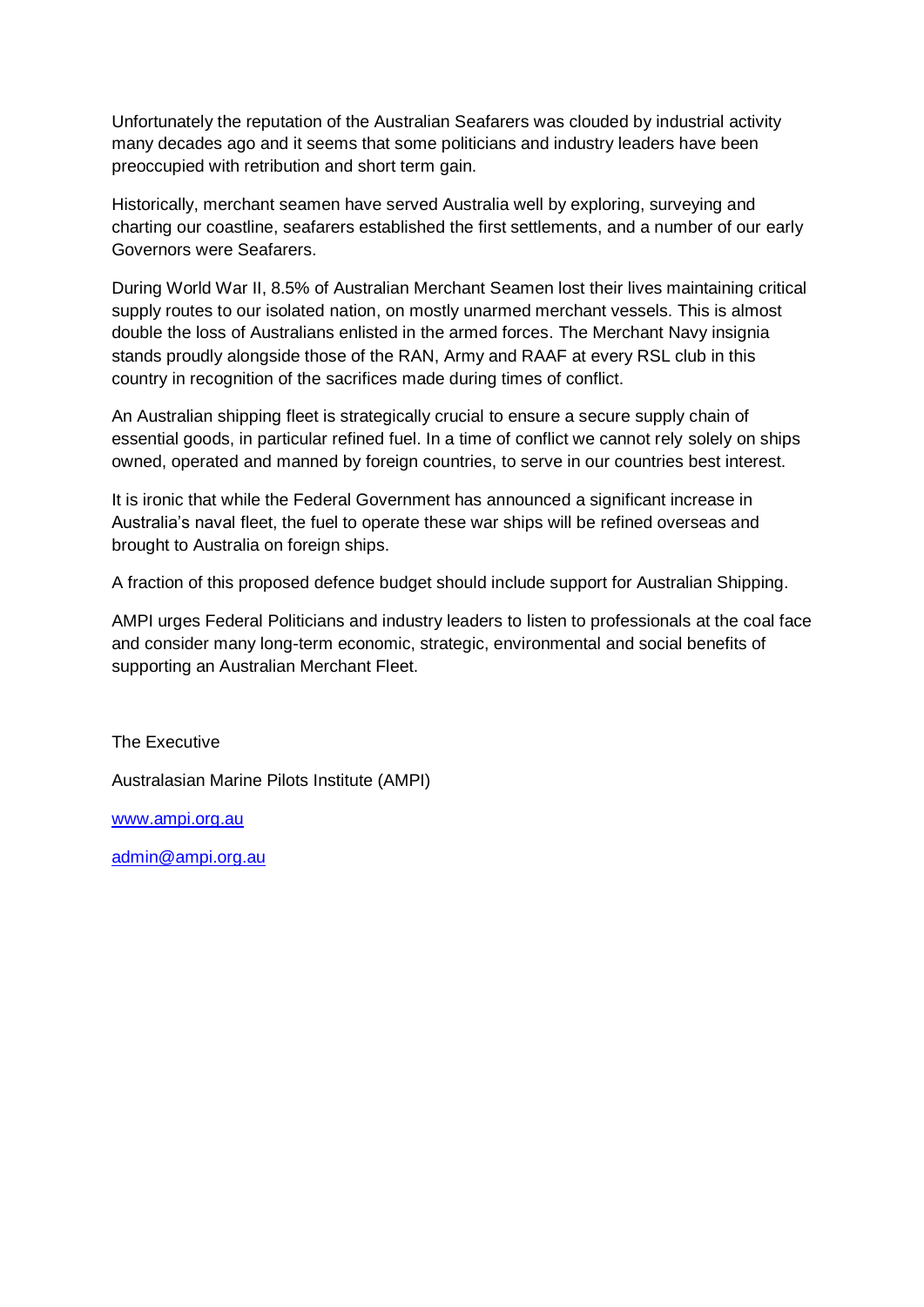Unfortunately the reputation of the Australian Seafarers was clouded by industrial activity many decades ago and it seems that some politicians and industry leaders have been preoccupied with retribution and short term gain.

Historically, merchant seamen have served Australia well by exploring, surveying and charting our coastline, seafarers established the first settlements, and a number of our early Governors were Seafarers.

During World War II, 8.5% of Australian Merchant Seamen lost their lives maintaining critical supply routes to our isolated nation, on mostly unarmed merchant vessels. This is almost double the loss of Australians enlisted in the armed forces. The Merchant Navy insignia stands proudly alongside those of the RAN, Army and RAAF at every RSL club in this country in recognition of the sacrifices made during times of conflict.

An Australian shipping fleet is strategically crucial to ensure a secure supply chain of essential goods, in particular refined fuel. In a time of conflict we cannot rely solely on ships owned, operated and manned by foreign countries, to serve in our countries best interest.

It is ironic that while the Federal Government has announced a significant increase in Australia's naval fleet, the fuel to operate these war ships will be refined overseas and brought to Australia on foreign ships.

A fraction of this proposed defence budget should include support for Australian Shipping.

AMPI urges Federal Politicians and industry leaders to listen to professionals at the coal face and consider many long-term economic, strategic, environmental and social benefits of supporting an Australian Merchant Fleet.

The Executive

Australasian Marine Pilots Institute (AMPI)

[www.ampi.org.au](http://www.ampi.org.au)

[admin@ampi.org.au](mailto:admin@ampi.org.au)